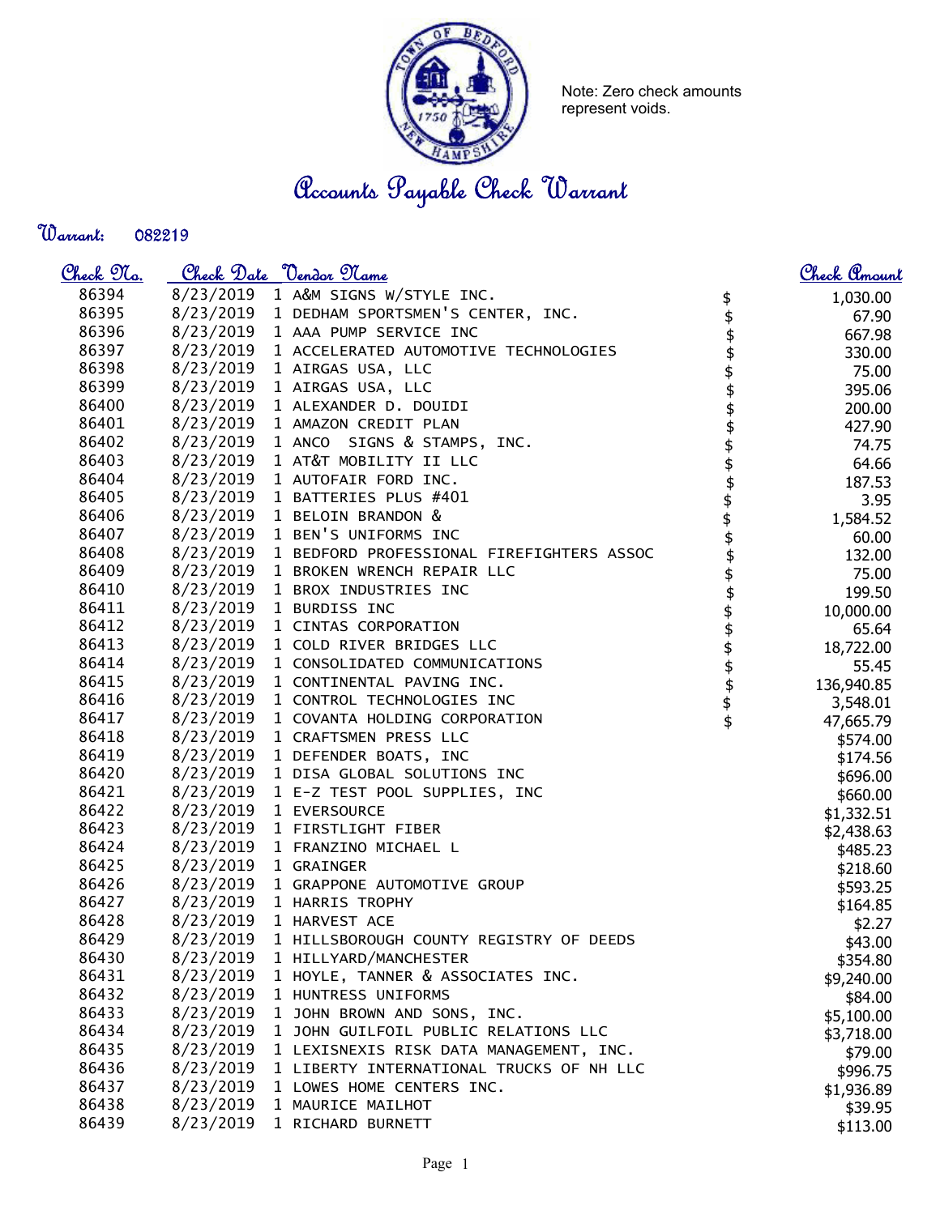Note: Zero check amounts represent voids.

# Accounts Payable Check Warrant

**Warrant:** 082219

| Check No. | Check Date | Vendor Name | | Check Amount |
|---|---|---|---|---|
| 86394 | 8/23/2019 | 1 A&M SIGNS W/STYLE INC. | $ | 1,030.00 |
| 86395 | 8/23/2019 | 1 DEDHAM SPORTSMEN'S CENTER, INC. | $ | 67.90 |
| 86396 | 8/23/2019 | 1 AAA PUMP SERVICE INC | $ | 667.98 |
| 86397 | 8/23/2019 | 1 ACCELERATED AUTOMOTIVE TECHNOLOGIES | $ | 330.00 |
| 86398 | 8/23/2019 | 1 AIRGAS USA, LLC | $ | 75.00 |
| 86399 | 8/23/2019 | 1 AIRGAS USA, LLC | $ | 395.06 |
| 86400 | 8/23/2019 | 1 ALEXANDER D. DOUIDI | $ | 200.00 |
| 86401 | 8/23/2019 | 1 AMAZON CREDIT PLAN | $ | 427.90 |
| 86402 | 8/23/2019 | 1 ANCO SIGNS & STAMPS, INC. | $ | 74.75 |
| 86403 | 8/23/2019 | 1 AT&T MOBILITY II LLC | $ | 64.66 |
| 86404 | 8/23/2019 | 1 AUTOFAIR FORD INC. | $ | 187.53 |
| 86405 | 8/23/2019 | 1 BATTERIES PLUS #401 | $ | 3.95 |
| 86406 | 8/23/2019 | 1 BELOIN BRANDON & | $ | 1,584.52 |
| 86407 | 8/23/2019 | 1 BEN'S UNIFORMS INC | $ | 60.00 |
| 86408 | 8/23/2019 | 1 BEDFORD PROFESSIONAL FIREFIGHTERS ASSOC | $ | 132.00 |
| 86409 | 8/23/2019 | 1 BROKEN WRENCH REPAIR LLC | $ | 75.00 |
| 86410 | 8/23/2019 | 1 BROX INDUSTRIES INC | $ | 199.50 |
| 86411 | 8/23/2019 | 1 BURDISS INC | $ | 10,000.00 |
| 86412 | 8/23/2019 | 1 CINTAS CORPORATION | $ | 65.64 |
| 86413 | 8/23/2019 | 1 COLD RIVER BRIDGES LLC | $ | 18,722.00 |
| 86414 | 8/23/2019 | 1 CONSOLIDATED COMMUNICATIONS | $ | 55.45 |
| 86415 | 8/23/2019 | 1 CONTINENTAL PAVING INC. | $ | 136,940.85 |
| 86416 | 8/23/2019 | 1 CONTROL TECHNOLOGIES INC | $ | 3,548.01 |
| 86417 | 8/23/2019 | 1 COVANTA HOLDING CORPORATION | $ | 47,665.79 |
| 86418 | 8/23/2019 | 1 CRAFTSMEN PRESS LLC | | $574.00 |
| 86419 | 8/23/2019 | 1 DEFENDER BOATS, INC | | $174.56 |
| 86420 | 8/23/2019 | 1 DISA GLOBAL SOLUTIONS INC | | $696.00 |
| 86421 | 8/23/2019 | 1 E-Z TEST POOL SUPPLIES, INC | | $660.00 |
| 86422 | 8/23/2019 | 1 EVERSOURCE | | $1,332.51 |
| 86423 | 8/23/2019 | 1 FIRSTLIGHT FIBER | | $2,438.63 |
| 86424 | 8/23/2019 | 1 FRANZINO MICHAEL L | | $485.23 |
| 86425 | 8/23/2019 | 1 GRAINGER | | $218.60 |
| 86426 | 8/23/2019 | 1 GRAPPONE AUTOMOTIVE GROUP | | $593.25 |
| 86427 | 8/23/2019 | 1 HARRIS TROPHY | | $164.85 |
| 86428 | 8/23/2019 | 1 HARVEST ACE | | $2.27 |
| 86429 | 8/23/2019 | 1 HILLSBOROUGH COUNTY REGISTRY OF DEEDS | | $43.00 |
| 86430 | 8/23/2019 | 1 HILLYARD/MANCHESTER | | $354.80 |
| 86431 | 8/23/2019 | 1 HOYLE, TANNER & ASSOCIATES INC. | | $9,240.00 |
| 86432 | 8/23/2019 | 1 HUNTRESS UNIFORMS | | $84.00 |
| 86433 | 8/23/2019 | 1 JOHN BROWN AND SONS, INC. | | $5,100.00 |
| 86434 | 8/23/2019 | 1 JOHN GUILFOIL PUBLIC RELATIONS LLC | | $3,718.00 |
| 86435 | 8/23/2019 | 1 LEXISNEXIS RISK DATA MANAGEMENT, INC. | | $79.00 |
| 86436 | 8/23/2019 | 1 LIBERTY INTERNATIONAL TRUCKS OF NH LLC | | $996.75 |
| 86437 | 8/23/2019 | 1 LOWES HOME CENTERS INC. | | $1,936.89 |
| 86438 | 8/23/2019 | 1 MAURICE MAILHOT | | $39.95 |
| 86439 | 8/23/2019 | 1 RICHARD BURNETT | | $113.00 |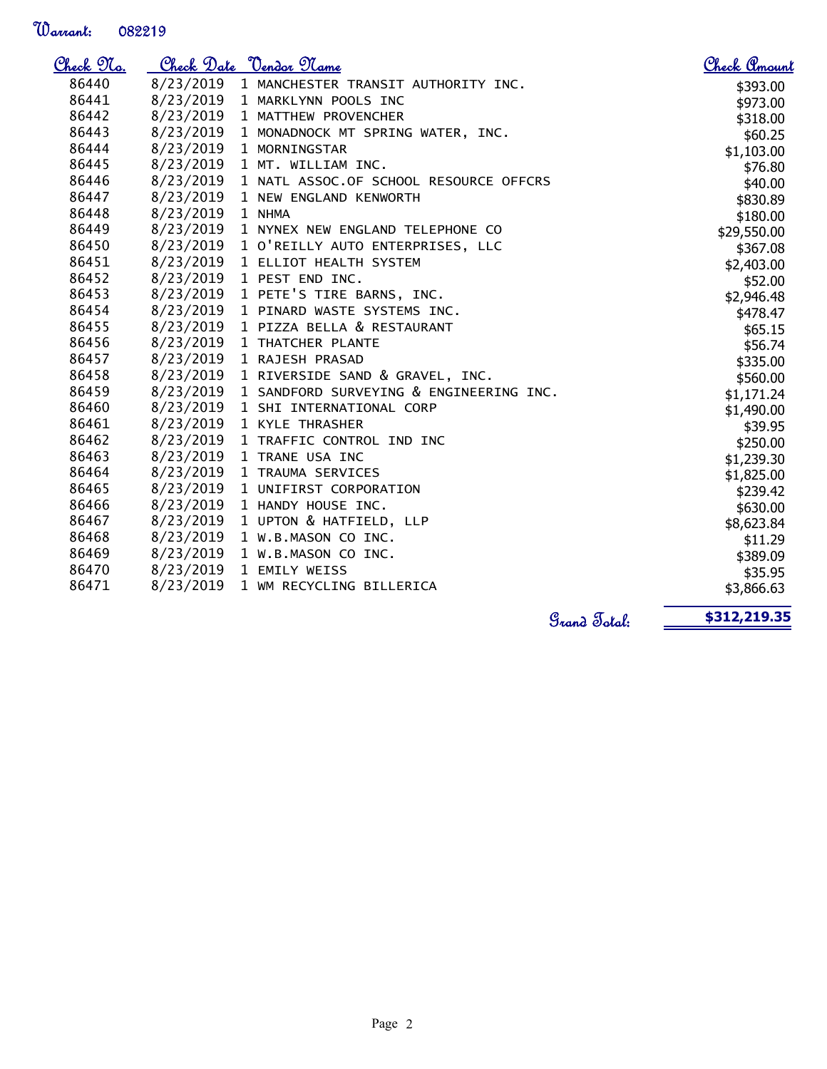Warrant: 082219

| Check No. | Check Date | Vendor Name | Check Amount |
|---|---|---|---|
| 86440 | 8/23/2019 | 1 MANCHESTER TRANSIT AUTHORITY INC. | $393.00 |
| 86441 | 8/23/2019 | 1 MARKLYNN POOLS INC | $973.00 |
| 86442 | 8/23/2019 | 1 MATTHEW PROVENCHER | $318.00 |
| 86443 | 8/23/2019 | 1 MONADNOCK MT SPRING WATER, INC. | $60.25 |
| 86444 | 8/23/2019 | 1 MORNINGSTAR | $1,103.00 |
| 86445 | 8/23/2019 | 1 MT. WILLIAM INC. | $76.80 |
| 86446 | 8/23/2019 | 1 NATL ASSOC.OF SCHOOL RESOURCE OFFCRS | $40.00 |
| 86447 | 8/23/2019 | 1 NEW ENGLAND KENWORTH | $830.89 |
| 86448 | 8/23/2019 | 1 NHMA | $180.00 |
| 86449 | 8/23/2019 | 1 NYNEX NEW ENGLAND TELEPHONE CO | $29,550.00 |
| 86450 | 8/23/2019 | 1 O'REILLY AUTO ENTERPRISES, LLC | $367.08 |
| 86451 | 8/23/2019 | 1 ELLIOT HEALTH SYSTEM | $2,403.00 |
| 86452 | 8/23/2019 | 1 PEST END INC. | $52.00 |
| 86453 | 8/23/2019 | 1 PETE'S TIRE BARNS, INC. | $2,946.48 |
| 86454 | 8/23/2019 | 1 PINARD WASTE SYSTEMS INC. | $478.47 |
| 86455 | 8/23/2019 | 1 PIZZA BELLA & RESTAURANT | $65.15 |
| 86456 | 8/23/2019 | 1 THATCHER PLANTE | $56.74 |
| 86457 | 8/23/2019 | 1 RAJESH PRASAD | $335.00 |
| 86458 | 8/23/2019 | 1 RIVERSIDE SAND & GRAVEL, INC. | $560.00 |
| 86459 | 8/23/2019 | 1 SANDFORD SURVEYING & ENGINEERING INC. | $1,171.24 |
| 86460 | 8/23/2019 | 1 SHI INTERNATIONAL CORP | $1,490.00 |
| 86461 | 8/23/2019 | 1 KYLE THRASHER | $39.95 |
| 86462 | 8/23/2019 | 1 TRAFFIC CONTROL IND INC | $250.00 |
| 86463 | 8/23/2019 | 1 TRANE USA INC | $1,239.30 |
| 86464 | 8/23/2019 | 1 TRAUMA SERVICES | $1,825.00 |
| 86465 | 8/23/2019 | 1 UNIFIRST CORPORATION | $239.42 |
| 86466 | 8/23/2019 | 1 HANDY HOUSE INC. | $630.00 |
| 86467 | 8/23/2019 | 1 UPTON & HATFIELD, LLP | $8,623.84 |
| 86468 | 8/23/2019 | 1 W.B.MASON CO INC. | $11.29 |
| 86469 | 8/23/2019 | 1 W.B.MASON CO INC. | $389.09 |
| 86470 | 8/23/2019 | 1 EMILY WEISS | $35.95 |
| 86471 | 8/23/2019 | 1 WM RECYCLING BILLERICA | $3,866.63 |
| | | Grand Total: | **$312,219.35** |